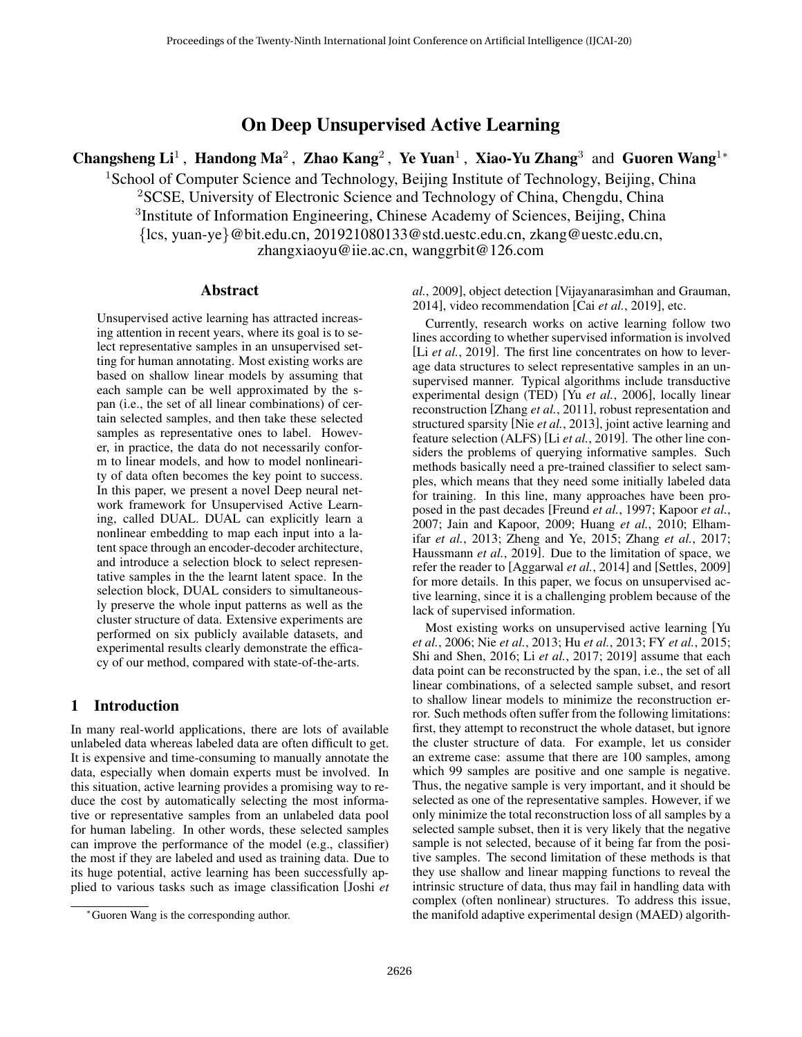# On Deep Unsupervised Active Learning

**Changsheng Li**[1], **Handong Ma**[2], **Zhao Kang**[2], **Ye Yuan**[1], **Xiao-Yu Zhang**[3] and **Guoren Wang**[1*]

[1]School of Computer Science and Technology, Beijing Institute of Technology, Beijing, China
[2]SCSE, University of Electronic Science and Technology of China, Chengdu, China
[3]Institute of Information Engineering, Chinese Academy of Sciences, Beijing, China
{lcs, yuan-ye}@bit.edu.cn, 201921080133@std.uestc.edu.cn, zkang@uestc.edu.cn, zhangxiaoyu@iie.ac.cn, wanggrbit@126.com

## Abstract

Unsupervised active learning has attracted increasing attention in recent years, where its goal is to select representative samples in an unsupervised setting for human annotating. Most existing works are based on shallow linear models by assuming that each sample can be well approximated by the span (i.e., the set of all linear combinations) of certain selected samples, and then take these selected samples as representative ones to label. However, in practice, the data do not necessarily conform to linear models, and how to model nonlinearity of data often becomes the key point to success. In this paper, we present a novel Deep neural network framework for Unsupervised Active Learning, called DUAL. DUAL can explicitly learn a nonlinear embedding to map each input into a latent space through an encoder-decoder architecture, and introduce a selection block to select representative samples in the the learnt latent space. In the selection block, DUAL considers to simultaneously preserve the whole input patterns as well as the cluster structure of data. Extensive experiments are performed on six publicly available datasets, and experimental results clearly demonstrate the efficacy of our method, compared with state-of-the-arts.

## 1 Introduction

In many real-world applications, there are lots of available unlabeled data whereas labeled data are often difficult to get. It is expensive and time-consuming to manually annotate the data, especially when domain experts must be involved. In this situation, active learning provides a promising way to reduce the cost by automatically selecting the most informative or representative samples from an unlabeled data pool for human labeling. In other words, these selected samples can improve the performance of the model (e.g., classifier) the most if they are labeled and used as training data. Due to its huge potential, active learning has been successfully applied to various tasks such as image classification [Joshi *et al.*, 2009], object detection [Vijayanarasimhan and Grauman, 2014], video recommendation [Cai *et al.*, 2019], etc.

Currently, research works on active learning follow two lines according to whether supervised information is involved [Li *et al.*, 2019]. The first line concentrates on how to leverage data structures to select representative samples in an unsupervised manner. Typical algorithms include transductive experimental design (TED) [Yu *et al.*, 2006], locally linear reconstruction [Zhang *et al.*, 2011], robust representation and structured sparsity [Nie *et al.*, 2013], joint active learning and feature selection (ALFS) [Li *et al.*, 2019]. The other line considers the problems of querying informative samples. Such methods basically need a pre-trained classifier to select samples, which means that they need some initially labeled data for training. In this line, many approaches have been proposed in the past decades [Freund *et al.*, 1997; Kapoor *et al.*, 2007; Jain and Kapoor, 2009; Huang *et al.*, 2010; Elhamifar *et al.*, 2013; Zheng and Ye, 2015; Zhang *et al.*, 2017; Haussmann *et al.*, 2019]. Due to the limitation of space, we refer the reader to [Aggarwal *et al.*, 2014] and [Settles, 2009] for more details. In this paper, we focus on unsupervised active learning, since it is a challenging problem because of the lack of supervised information.

Most existing works on unsupervised active learning [Yu *et al.*, 2006; Nie *et al.*, 2013; Hu *et al.*, 2013; FY *et al.*, 2015; Shi and Shen, 2016; Li *et al.*, 2017; 2019] assume that each data point can be reconstructed by the span, i.e., the set of all linear combinations, of a selected sample subset, and resort to shallow linear models to minimize the reconstruction error. Such methods often suffer from the following limitations: first, they attempt to reconstruct the whole dataset, but ignore the cluster structure of data. For example, let us consider an extreme case: assume that there are 100 samples, among which 99 samples are positive and one sample is negative. Thus, the negative sample is very important, and it should be selected as one of the representative samples. However, if we only minimize the total reconstruction loss of all samples by a selected sample subset, then it is very likely that the negative sample is not selected, because of it being far from the positive samples. The second limitation of these methods is that they use shallow and linear mapping functions to reveal the intrinsic structure of data, thus may fail in handling data with complex (often nonlinear) structures. To address this issue, the manifold adaptive experimental design (MAED) algorith-

[*]Guoren Wang is the corresponding author.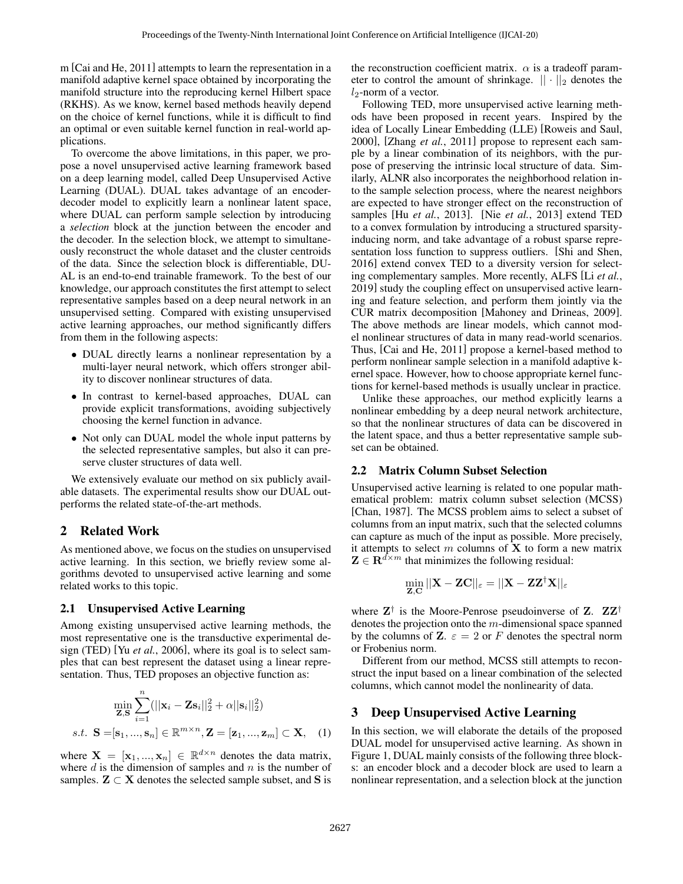m [Cai and He, 2011] attempts to learn the representation in a manifold adaptive kernel space obtained by incorporating the manifold structure into the reproducing kernel Hilbert space (RKHS). As we know, kernel based methods heavily depend on the choice of kernel functions, while it is difficult to find an optimal or even suitable kernel function in real-world applications.

To overcome the above limitations, in this paper, we propose a novel unsupervised active learning framework based on a deep learning model, called Deep Unsupervised Active Learning (DUAL). DUAL takes advantage of an encoder-decoder model to explicitly learn a nonlinear latent space, where DUAL can perform sample selection by introducing a *selection* block at the junction between the encoder and the decoder. In the selection block, we attempt to simultaneously reconstruct the whole dataset and the cluster centroids of the data. Since the selection block is differentiable, DUAL is an end-to-end trainable framework. To the best of our knowledge, our approach constitutes the first attempt to select representative samples based on a deep neural network in an unsupervised setting. Compared with existing unsupervised active learning approaches, our method significantly differs from them in the following aspects:

- DUAL directly learns a nonlinear representation by a multi-layer neural network, which offers stronger ability to discover nonlinear structures of data.
- In contrast to kernel-based approaches, DUAL can provide explicit transformations, avoiding subjectively choosing the kernel function in advance.
- Not only can DUAL model the whole input patterns by the selected representative samples, but also it can preserve cluster structures of data well.

We extensively evaluate our method on six publicly available datasets. The experimental results show our DUAL outperforms the related state-of-the-art methods.

## 2 Related Work

As mentioned above, we focus on the studies on unsupervised active learning. In this section, we briefly review some algorithms devoted to unsupervised active learning and some related works to this topic.

### 2.1 Unsupervised Active Learning

Among existing unsupervised active learning methods, the most representative one is the transductive experimental design (TED) [Yu *et al.*, 2006], where its goal is to select samples that can best represent the dataset using a linear representation. Thus, TED proposes an objective function as:

$$\min_{\mathbf{Z},\mathbf{S}} \sum_{i=1}^{n} (||\mathbf{x}_i - \mathbf{Z}\mathbf{s}_i||_2^2 + \alpha||\mathbf{s}_i||_2^2)$$
$$s.t.\ \ \mathbf{S} = [\mathbf{s}_1, ..., \mathbf{s}_n] \in \mathbb{R}^{m \times n}, \mathbf{Z} = [\mathbf{z}_1, ..., \mathbf{z}_m] \subset \mathbf{X}, \quad (1)$$

where $\mathbf{X} = [\mathbf{x}_1, ..., \mathbf{x}_n] \in \mathbb{R}^{d \times n}$ denotes the data matrix, where $d$ is the dimension of samples and $n$ is the number of samples. $\mathbf{Z} \subset \mathbf{X}$ denotes the selected sample subset, and $\mathbf{S}$ is the reconstruction coefficient matrix. $\alpha$ is a tradeoff parameter to control the amount of shrinkage. $||\cdot||_2$ denotes the $l_2$-norm of a vector.

Following TED, more unsupervised active learning methods have been proposed in recent years. Inspired by the idea of Locally Linear Embedding (LLE) [Roweis and Saul, 2000], [Zhang *et al.*, 2011] propose to represent each sample by a linear combination of its neighbors, with the purpose of preserving the intrinsic local structure of data. Similarly, ALNR also incorporates the neighborhood relation into the sample selection process, where the nearest neighbors are expected to have stronger effect on the reconstruction of samples [Hu *et al.*, 2013]. [Nie *et al.*, 2013] extend TED to a convex formulation by introducing a structured sparsity-inducing norm, and take advantage of a robust sparse representation loss function to suppress outliers. [Shi and Shen, 2016] extend convex TED to a diversity version for selecting complementary samples. More recently, ALFS [Li *et al.*, 2019] study the coupling effect on unsupervised active learning and feature selection, and perform them jointly via the CUR matrix decomposition [Mahoney and Drineas, 2009]. The above methods are linear models, which cannot model nonlinear structures of data in many read-world scenarios. Thus, [Cai and He, 2011] propose a kernel-based method to perform nonlinear sample selection in a manifold adaptive kernel space. However, how to choose appropriate kernel functions for kernel-based methods is usually unclear in practice.

Unlike these approaches, our method explicitly learns a nonlinear embedding by a deep neural network architecture, so that the nonlinear structures of data can be discovered in the latent space, and thus a better representative sample subset can be obtained.

### 2.2 Matrix Column Subset Selection

Unsupervised active learning is related to one popular mathematical problem: matrix column subset selection (MCSS) [Chan, 1987]. The MCSS problem aims to select a subset of columns from an input matrix, such that the selected columns can capture as much of the input as possible. More precisely, it attempts to select $m$ columns of $\mathbf{X}$ to form a new matrix $\mathbf{Z} \in \mathbf{R}^{d \times m}$ that minimizes the following residual:

$$\min_{\mathbf{Z},\mathbf{C}} ||\mathbf{X} - \mathbf{Z}\mathbf{C}||_\varepsilon = ||\mathbf{X} - \mathbf{Z}\mathbf{Z}^\dagger\mathbf{X}||_\varepsilon$$

where $\mathbf{Z}^\dagger$ is the Moore-Penrose pseudoinverse of $\mathbf{Z}$. $\mathbf{Z}\mathbf{Z}^\dagger$ denotes the projection onto the $m$-dimensional space spanned by the columns of $\mathbf{Z}$. $\varepsilon = 2$ or $F$ denotes the spectral norm or Frobenius norm.

Different from our method, MCSS still attempts to reconstruct the input based on a linear combination of the selected columns, which cannot model the nonlinearity of data.

## 3 Deep Unsupervised Active Learning

In this section, we will elaborate the details of the proposed DUAL model for unsupervised active learning. As shown in Figure 1, DUAL mainly consists of the following three blocks: an encoder block and a decoder block are used to learn a nonlinear representation, and a selection block at the junction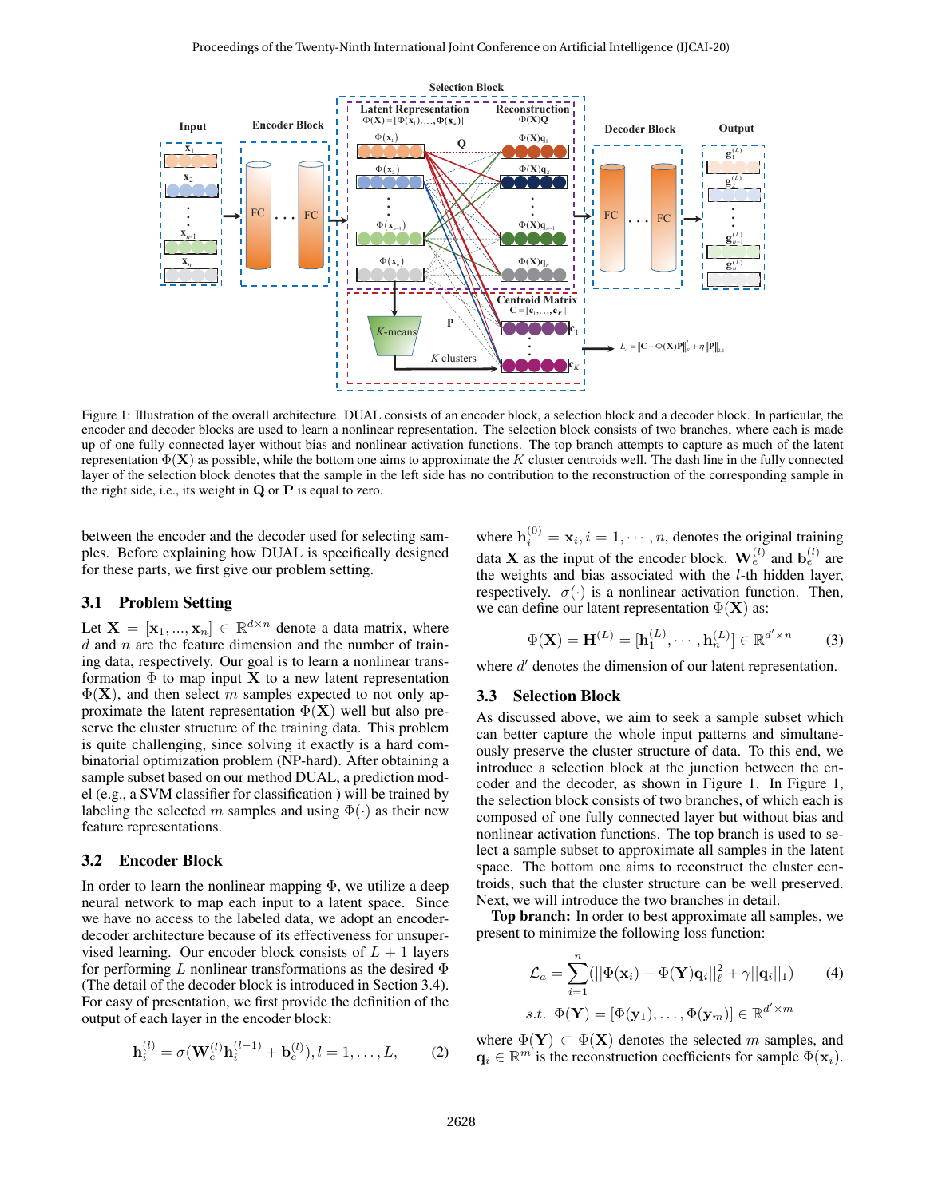Figure 1: Illustration of the overall architecture. DUAL consists of an encoder block, a selection block and a decoder block. In particular, the encoder and decoder blocks are used to learn a nonlinear representation. The selection block consists of two branches, where each is made up of one fully connected layer without bias and nonlinear activation functions. The top branch attempts to capture as much of the latent representation $\Phi(\mathbf{X})$ as possible, while the bottom one aims to approximate the $K$ cluster centroids well. The dash line in the fully connected layer of the selection block denotes that the sample in the left side has no contribution to the reconstruction of the corresponding sample in the right side, i.e., its weight in $\mathbf{Q}$ or $\mathbf{P}$ is equal to zero.

between the encoder and the decoder used for selecting samples. Before explaining how DUAL is specifically designed for these parts, we first give our problem setting.

### 3.1 Problem Setting

Let $\mathbf{X} = [\mathbf{x}_1, ..., \mathbf{x}_n] \in \mathbb{R}^{d \times n}$ denote a data matrix, where $d$ and $n$ are the feature dimension and the number of training data, respectively. Our goal is to learn a nonlinear transformation $\Phi$ to map input $\mathbf{X}$ to a new latent representation $\Phi(\mathbf{X})$, and then select $m$ samples expected to not only approximate the latent representation $\Phi(\mathbf{X})$ well but also preserve the cluster structure of the training data. This problem is quite challenging, since solving it exactly is a hard combinatorial optimization problem (NP-hard). After obtaining a sample subset based on our method DUAL, a prediction model (e.g., a SVM classifier for classification ) will be trained by labeling the selected $m$ samples and using $\Phi(\cdot)$ as their new feature representations.

### 3.2 Encoder Block

In order to learn the nonlinear mapping $\Phi$, we utilize a deep neural network to map each input to a latent space. Since we have no access to the labeled data, we adopt an encoder-decoder architecture because of its effectiveness for unsupervised learning. Our encoder block consists of $L + 1$ layers for performing $L$ nonlinear transformations as the desired $\Phi$ (The detail of the decoder block is introduced in Section 3.4). For easy of presentation, we first provide the definition of the output of each layer in the encoder block:

$$\mathbf{h}_i^{(l)} = \sigma(\mathbf{W}_e^{(l)}\mathbf{h}_i^{(l-1)} + \mathbf{b}_e^{(l)}), l = 1, \ldots, L, \tag{2}$$

where $\mathbf{h}_i^{(0)} = \mathbf{x}_i, i = 1, \cdots, n$, denotes the original training data $\mathbf{X}$ as the input of the encoder block. $\mathbf{W}_e^{(l)}$ and $\mathbf{b}_e^{(l)}$ are the weights and bias associated with the $l$-th hidden layer, respectively. $\sigma(\cdot)$ is a nonlinear activation function. Then, we can define our latent representation $\Phi(\mathbf{X})$ as:

$$\Phi(\mathbf{X}) = \mathbf{H}^{(L)} = [\mathbf{h}_1^{(L)}, \cdots, \mathbf{h}_n^{(L)}] \in \mathbb{R}^{d' \times n} \tag{3}$$

where $d'$ denotes the dimension of our latent representation.

### 3.3 Selection Block

As discussed above, we aim to seek a sample subset which can better capture the whole input patterns and simultaneously preserve the cluster structure of data. To this end, we introduce a selection block at the junction between the encoder and the decoder, as shown in Figure 1. In Figure 1, the selection block consists of two branches, of which each is composed of one fully connected layer but without bias and nonlinear activation functions. The top branch is used to select a sample subset to approximate all samples in the latent space. The bottom one aims to reconstruct the cluster centroids, such that the cluster structure can be well preserved. Next, we will introduce the two branches in detail.

**Top branch:** In order to best approximate all samples, we present to minimize the following loss function:

$$\mathcal{L}_a = \sum_{i=1}^{n}(||\Phi(\mathbf{x}_i) - \Phi(\mathbf{Y})\mathbf{q}_i||_\ell^2 + \gamma||\mathbf{q}_i||_1) \tag{4}$$

$$s.t. \;\; \Phi(\mathbf{Y}) = [\Phi(\mathbf{y}_1), \ldots, \Phi(\mathbf{y}_m)] \in \mathbb{R}^{d' \times m}$$

where $\Phi(\mathbf{Y}) \subset \Phi(\mathbf{X})$ denotes the selected $m$ samples, and $\mathbf{q}_i \in \mathbb{R}^m$ is the reconstruction coefficients for sample $\Phi(\mathbf{x}_i)$.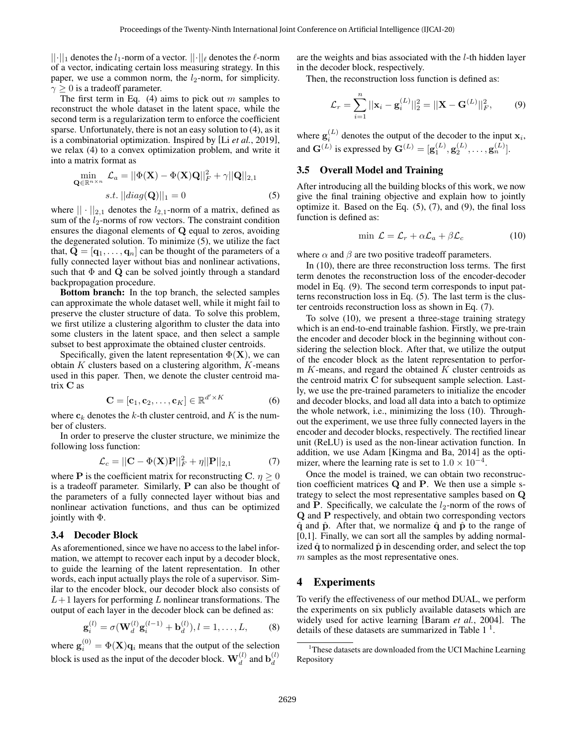$||\cdot||_1$ denotes the $l_1$-norm of a vector. $||\cdot||_\ell$ denotes the $\ell$-norm of a vector, indicating certain loss measuring strategy. In this paper, we use a common norm, the $l_2$-norm, for simplicity. $\gamma \geq 0$ is a tradeoff parameter.

The first term in Eq. (4) aims to pick out $m$ samples to reconstruct the whole dataset in the latent space, while the second term is a regularization term to enforce the coefficient sparse. Unfortunately, there is not an easy solution to (4), as it is a combinatorial optimization. Inspired by [Li *et al.*, 2019], we relax (4) to a convex optimization problem, and write it into a matrix format as

$$\min_{\mathbf{Q}\in\mathbb{R}^{n\times n}} \mathcal{L}_a = ||\Phi(\mathbf{X}) - \Phi(\mathbf{X})\mathbf{Q}||_F^2 + \gamma||\mathbf{Q}||_{2,1}$$
$$s.t. \ ||diag(\mathbf{Q})||_1 = 0 \tag{5}$$

where $||\cdot||_{2,1}$ denotes the $l_{2,1}$-norm of a matrix, defined as sum of the $l_2$-norms of row vectors. The constraint condition ensures the diagonal elements of $\mathbf{Q}$ equal to zeros, avoiding the degenerated solution. To minimize (5), we utilize the fact that, $\mathbf{Q} = [\mathbf{q}_1, \ldots, \mathbf{q}_n]$ can be thought of the parameters of a fully connected layer without bias and nonlinear activations, such that $\Phi$ and $\mathbf{Q}$ can be solved jointly through a standard backpropagation procedure.

**Bottom branch:** In the top branch, the selected samples can approximate the whole dataset well, while it might fail to preserve the cluster structure of data. To solve this problem, we first utilize a clustering algorithm to cluster the data into some clusters in the latent space, and then select a sample subset to best approximate the obtained cluster centroids.

Specifically, given the latent representation $\Phi(\mathbf{X})$, we can obtain $K$ clusters based on a clustering algorithm, $K$-means used in this paper. Then, we denote the cluster centroid matrix $\mathbf{C}$ as

$$\mathbf{C} = [\mathbf{c}_1, \mathbf{c}_2, \ldots, \mathbf{c}_K] \in \mathbb{R}^{d'\times K} \tag{6}$$

where $\mathbf{c}_k$ denotes the $k$-th cluster centroid, and $K$ is the number of clusters.

In order to preserve the cluster structure, we minimize the following loss function:

$$\mathcal{L}_c = ||\mathbf{C} - \Phi(\mathbf{X})\mathbf{P}||_F^2 + \eta||\mathbf{P}||_{2,1} \tag{7}$$

where $\mathbf{P}$ is the coefficient matrix for reconstructing $\mathbf{C}$. $\eta \geq 0$ is a tradeoff parameter. Similarly, $\mathbf{P}$ can also be thought of the parameters of a fully connected layer without bias and nonlinear activation functions, and thus can be optimized jointly with $\Phi$.

### 3.4 Decoder Block

As aforementioned, since we have no access to the label information, we attempt to recover each input by a decoder block, to guide the learning of the latent representation. In other words, each input actually plays the role of a supervisor. Similar to the encoder block, our decoder block also consists of $L+1$ layers for performing $L$ nonlinear transformations. The output of each layer in the decoder block can be defined as:

$$\mathbf{g}_i^{(l)} = \sigma(\mathbf{W}_d^{(l)}\mathbf{g}_i^{(l-1)} + \mathbf{b}_d^{(l)}), l = 1, \ldots, L, \tag{8}$$

where $\mathbf{g}_i^{(0)} = \Phi(\mathbf{X})\mathbf{q}_i$ means that the output of the selection block is used as the input of the decoder block. $\mathbf{W}_d^{(l)}$ and $\mathbf{b}_d^{(l)}$ are the weights and bias associated with the $l$-th hidden layer in the decoder block, respectively.

Then, the reconstruction loss function is defined as:

$$\mathcal{L}_r = \sum_{i=1}^{n} ||\mathbf{x}_i - \mathbf{g}_i^{(L)}||_2^2 = ||\mathbf{X} - \mathbf{G}^{(L)}||_F^2, \tag{9}$$

where $\mathbf{g}_i^{(L)}$ denotes the output of the decoder to the input $\mathbf{x}_i$, and $\mathbf{G}^{(L)}$ is expressed by $\mathbf{G}^{(L)} = [\mathbf{g}_1^{(L)}, \mathbf{g}_2^{(L)}, \ldots, \mathbf{g}_n^{(L)}]$.

### 3.5 Overall Model and Training

After introducing all the building blocks of this work, we now give the final training objective and explain how to jointly optimize it. Based on the Eq. (5), (7), and (9), the final loss function is defined as:

$$\min \ \mathcal{L} = \mathcal{L}_r + \alpha\mathcal{L}_a + \beta\mathcal{L}_c \tag{10}$$

where $\alpha$ and $\beta$ are two positive tradeoff parameters.

In (10), there are three reconstruction loss terms. The first term denotes the reconstruction loss of the encoder-decoder model in Eq. (9). The second term corresponds to input patterns reconstruction loss in Eq. (5). The last term is the cluster centroids reconstruction loss as shown in Eq. (7).

To solve (10), we present a three-stage training strategy which is an end-to-end trainable fashion. Firstly, we pre-train the encoder and decoder block in the beginning without considering the selection block. After that, we utilize the output of the encoder block as the latent representation to perform $K$-means, and regard the obtained $K$ cluster centroids as the centroid matrix $\mathbf{C}$ for subsequent sample selection. Lastly, we use the pre-trained parameters to initialize the encoder and decoder blocks, and load all data into a batch to optimize the whole network, i.e., minimizing the loss (10). Throughout the experiment, we use three fully connected layers in the encoder and decoder blocks, respectively. The rectified linear unit (ReLU) is used as the non-linear activation function. In addition, we use Adam [Kingma and Ba, 2014] as the optimizer, where the learning rate is set to $1.0 \times 10^{-4}$.

Once the model is trained, we can obtain two reconstruction coefficient matrices $\mathbf{Q}$ and $\mathbf{P}$. We then use a simple strategy to select the most representative samples based on $\mathbf{Q}$ and $\mathbf{P}$. Specifically, we calculate the $l_2$-norm of the rows of $\mathbf{Q}$ and $\mathbf{P}$ respectively, and obtain two corresponding vectors $\hat{\mathbf{q}}$ and $\hat{\mathbf{p}}$. After that, we normalize $\hat{\mathbf{q}}$ and $\hat{\mathbf{p}}$ to the range of [0,1]. Finally, we can sort all the samples by adding normalized $\hat{\mathbf{q}}$ to normalized $\hat{\mathbf{p}}$ in descending order, and select the top $m$ samples as the most representative ones.

## 4 Experiments

To verify the effectiveness of our method DUAL, we perform the experiments on six publicly available datasets which are widely used for active learning [Baram *et al.*, 2004]. The details of these datasets are summarized in Table 1 [1].

[1] These datasets are downloaded from the UCI Machine Learning Repository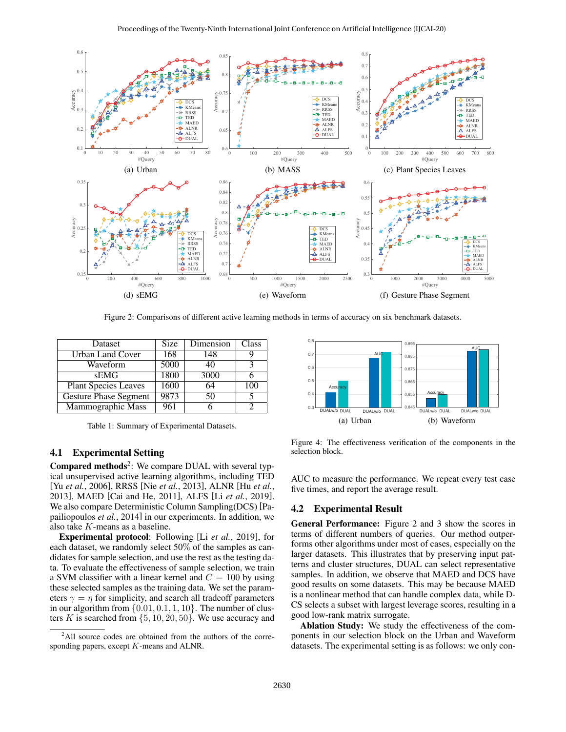Figure 2: Comparisons of different active learning methods in terms of accuracy on six benchmark datasets.

| Dataset | Size | Dimension | Class |
|---|---|---|---|
| Urban Land Cover | 168 | 148 | 9 |
| Waveform | 5000 | 40 | 3 |
| sEMG | 1800 | 3000 | 6 |
| Plant Species Leaves | 1600 | 64 | 100 |
| Gesture Phase Segment | 9873 | 50 | 5 |
| Mammographic Mass | 961 | 6 | 2 |

Table 1: Summary of Experimental Datasets.

### 4.1 Experimental Setting

**Compared methods**[2]: We compare DUAL with several typical unsupervised active learning algorithms, including TED [Yu *et al.*, 2006], RRSS [Nie *et al.*, 2013], ALNR [Hu *et al.*, 2013], MAED [Cai and He, 2011], ALFS [Li *et al.*, 2019]. We also compare Deterministic Column Sampling(DCS) [Papailiopoulos *et al.*, 2014] in our experiments. In addition, we also take $K$-means as a baseline.

**Experimental protocol**: Following [Li *et al.*, 2019], for each dataset, we randomly select 50% of the samples as candidates for sample selection, and use the rest as the testing data. To evaluate the effectiveness of sample selection, we train a SVM classifier with a linear kernel and $C = 100$ by using these selected samples as the training data. We set the parameters $\gamma = \eta$ for simplicity, and search all tradeoff parameters in our algorithm from $\{0.01, 0.1, 1, 10\}$. The number of clusters $K$ is searched from $\{5, 10, 20, 50\}$. We use accuracy and AUC to measure the performance. We repeat every test case five times, and report the average result.

[2]All source codes are obtained from the authors of the corresponding papers, except $K$-means and ALNR.

Figure 4: The effectiveness verification of the components in the selection block.

### 4.2 Experimental Result

**General Performance:** Figure 2 and 3 show the scores in terms of different numbers of queries. Our method outperforms other algorithms under most of cases, especially on the larger datasets. This illustrates that by preserving input patterns and cluster structures, DUAL can select representative samples. In addition, we observe that MAED and DCS have good results on some datasets. This may be because MAED is a nonlinear method that can handle complex data, while DCS selects a subset with largest leverage scores, resulting in a good low-rank matrix surrogate.

**Ablation Study:** We study the effectiveness of the components in our selection block on the Urban and Waveform datasets. The experimental setting is as follows: we only con-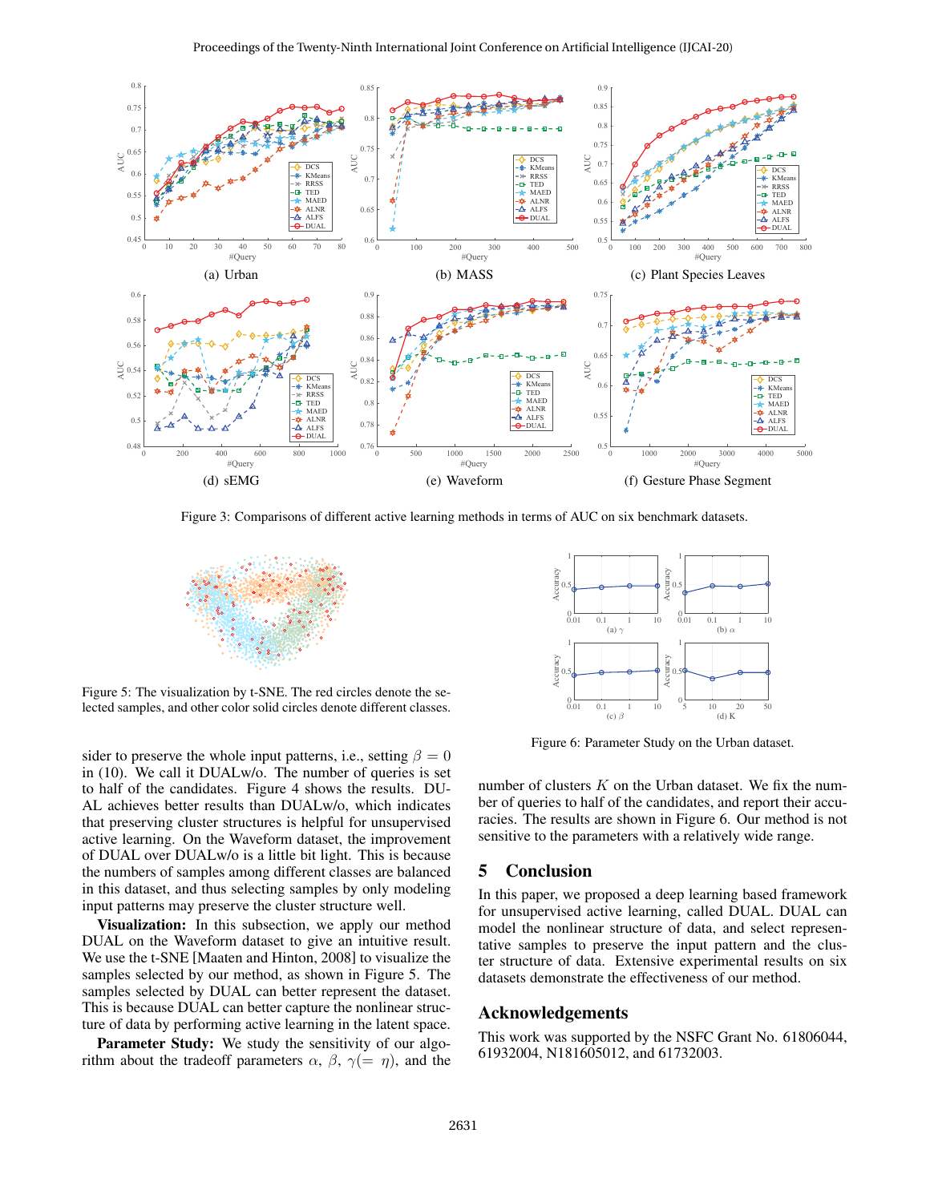(a) Urban

(b) MASS

(c) Plant Species Leaves

(d) sEMG

(e) Waveform

(f) Gesture Phase Segment

Figure 3: Comparisons of different active learning methods in terms of AUC on six benchmark datasets.

Figure 5: The visualization by t-SNE. The red circles denote the selected samples, and other color solid circles denote different classes.

Figure 6: Parameter Study on the Urban dataset.

sider to preserve the whole input patterns, i.e., setting $\beta = 0$ in (10). We call it DUALw/o. The number of queries is set to half of the candidates. Figure 4 shows the results. DUAL achieves better results than DUALw/o, which indicates that preserving cluster structures is helpful for unsupervised active learning. On the Waveform dataset, the improvement of DUAL over DUALw/o is a little bit light. This is because the numbers of samples among different classes are balanced in this dataset, and thus selecting samples by only modeling input patterns may preserve the cluster structure well.

**Visualization:** In this subsection, we apply our method DUAL on the Waveform dataset to give an intuitive result. We use the t-SNE [Maaten and Hinton, 2008] to visualize the samples selected by our method, as shown in Figure 5. The samples selected by DUAL can better represent the dataset. This is because DUAL can better capture the nonlinear structure of data by performing active learning in the latent space.

**Parameter Study:** We study the sensitivity of our algorithm about the tradeoff parameters $\alpha$, $\beta$, $\gamma(= \eta)$, and the number of clusters $K$ on the Urban dataset. We fix the number of queries to half of the candidates, and report their accuracies. The results are shown in Figure 6. Our method is not sensitive to the parameters with a relatively wide range.

## 5 Conclusion

In this paper, we proposed a deep learning based framework for unsupervised active learning, called DUAL. DUAL can model the nonlinear structure of data, and select representative samples to preserve the input pattern and the cluster structure of data. Extensive experimental results on six datasets demonstrate the effectiveness of our method.

## Acknowledgements

This work was supported by the NSFC Grant No. 61806044, 61932004, N181605012, and 61732003.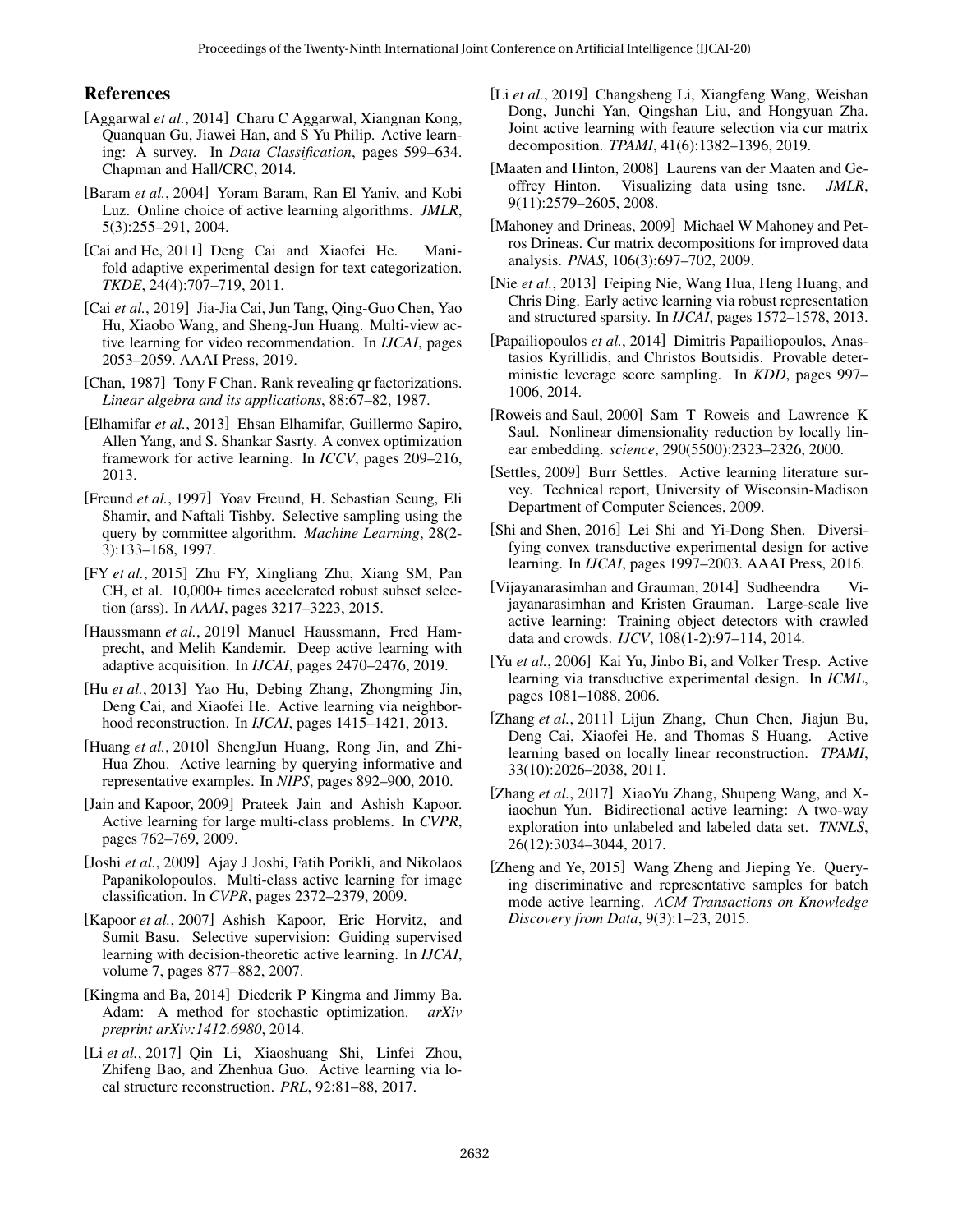## References

[Aggarwal *et al.*, 2014] Charu C Aggarwal, Xiangnan Kong, Quanquan Gu, Jiawei Han, and S Yu Philip. Active learning: A survey. In *Data Classification*, pages 599–634. Chapman and Hall/CRC, 2014.

[Baram *et al.*, 2004] Yoram Baram, Ran El Yaniv, and Kobi Luz. Online choice of active learning algorithms. *JMLR*, 5(3):255–291, 2004.

[Cai and He, 2011] Deng Cai and Xiaofei He. Manifold adaptive experimental design for text categorization. *TKDE*, 24(4):707–719, 2011.

[Cai *et al.*, 2019] Jia-Jia Cai, Jun Tang, Qing-Guo Chen, Yao Hu, Xiaobo Wang, and Sheng-Jun Huang. Multi-view active learning for video recommendation. In *IJCAI*, pages 2053–2059. AAAI Press, 2019.

[Chan, 1987] Tony F Chan. Rank revealing qr factorizations. *Linear algebra and its applications*, 88:67–82, 1987.

[Elhamifar *et al.*, 2013] Ehsan Elhamifar, Guillermo Sapiro, Allen Yang, and S. Shankar Sasrty. A convex optimization framework for active learning. In *ICCV*, pages 209–216, 2013.

[Freund *et al.*, 1997] Yoav Freund, H. Sebastian Seung, Eli Shamir, and Naftali Tishby. Selective sampling using the query by committee algorithm. *Machine Learning*, 28(2-3):133–168, 1997.

[FY *et al.*, 2015] Zhu FY, Xingliang Zhu, Xiang SM, Pan CH, et al. 10,000+ times accelerated robust subset selection (arss). In *AAAI*, pages 3217–3223, 2015.

[Haussmann *et al.*, 2019] Manuel Haussmann, Fred Hamprecht, and Melih Kandemir. Deep active learning with adaptive acquisition. In *IJCAI*, pages 2470–2476, 2019.

[Hu *et al.*, 2013] Yao Hu, Debing Zhang, Zhongming Jin, Deng Cai, and Xiaofei He. Active learning via neighborhood reconstruction. In *IJCAI*, pages 1415–1421, 2013.

[Huang *et al.*, 2010] ShengJun Huang, Rong Jin, and Zhi-Hua Zhou. Active learning by querying informative and representative examples. In *NIPS*, pages 892–900, 2010.

[Jain and Kapoor, 2009] Prateek Jain and Ashish Kapoor. Active learning for large multi-class problems. In *CVPR*, pages 762–769, 2009.

[Joshi *et al.*, 2009] Ajay J Joshi, Fatih Porikli, and Nikolaos Papanikolopoulos. Multi-class active learning for image classification. In *CVPR*, pages 2372–2379, 2009.

[Kapoor *et al.*, 2007] Ashish Kapoor, Eric Horvitz, and Sumit Basu. Selective supervision: Guiding supervised learning with decision-theoretic active learning. In *IJCAI*, volume 7, pages 877–882, 2007.

[Kingma and Ba, 2014] Diederik P Kingma and Jimmy Ba. Adam: A method for stochastic optimization. *arXiv preprint arXiv:1412.6980*, 2014.

[Li *et al.*, 2017] Qin Li, Xiaoshuang Shi, Linfei Zhou, Zhifeng Bao, and Zhenhua Guo. Active learning via local structure reconstruction. *PRL*, 92:81–88, 2017.

[Li *et al.*, 2019] Changsheng Li, Xiangfeng Wang, Weishan Dong, Junchi Yan, Qingshan Liu, and Hongyuan Zha. Joint active learning with feature selection via cur matrix decomposition. *TPAMI*, 41(6):1382–1396, 2019.

[Maaten and Hinton, 2008] Laurens van der Maaten and Geoffrey Hinton. Visualizing data using tsne. *JMLR*, 9(11):2579–2605, 2008.

[Mahoney and Drineas, 2009] Michael W Mahoney and Petros Drineas. Cur matrix decompositions for improved data analysis. *PNAS*, 106(3):697–702, 2009.

[Nie *et al.*, 2013] Feiping Nie, Wang Hua, Heng Huang, and Chris Ding. Early active learning via robust representation and structured sparsity. In *IJCAI*, pages 1572–1578, 2013.

[Papailiopoulos *et al.*, 2014] Dimitris Papailiopoulos, Anastasios Kyrillidis, and Christos Boutsidis. Provable deterministic leverage score sampling. In *KDD*, pages 997–1006, 2014.

[Roweis and Saul, 2000] Sam T Roweis and Lawrence K Saul. Nonlinear dimensionality reduction by locally linear embedding. *science*, 290(5500):2323–2326, 2000.

[Settles, 2009] Burr Settles. Active learning literature survey. Technical report, University of Wisconsin-Madison Department of Computer Sciences, 2009.

[Shi and Shen, 2016] Lei Shi and Yi-Dong Shen. Diversifying convex transductive experimental design for active learning. In *IJCAI*, pages 1997–2003. AAAI Press, 2016.

[Vijayanarasimhan and Grauman, 2014] Sudheendra Vijayanarasimhan and Kristen Grauman. Large-scale live active learning: Training object detectors with crawled data and crowds. *IJCV*, 108(1-2):97–114, 2014.

[Yu *et al.*, 2006] Kai Yu, Jinbo Bi, and Volker Tresp. Active learning via transductive experimental design. In *ICML*, pages 1081–1088, 2006.

[Zhang *et al.*, 2011] Lijun Zhang, Chun Chen, Jiajun Bu, Deng Cai, Xiaofei He, and Thomas S Huang. Active learning based on locally linear reconstruction. *TPAMI*, 33(10):2026–2038, 2011.

[Zhang *et al.*, 2017] XiaoYu Zhang, Shupeng Wang, and Xiaochun Yun. Bidirectional active learning: A two-way exploration into unlabeled and labeled data set. *TNNLS*, 26(12):3034–3044, 2017.

[Zheng and Ye, 2015] Wang Zheng and Jieping Ye. Querying discriminative and representative samples for batch mode active learning. *ACM Transactions on Knowledge Discovery from Data*, 9(3):1–23, 2015.